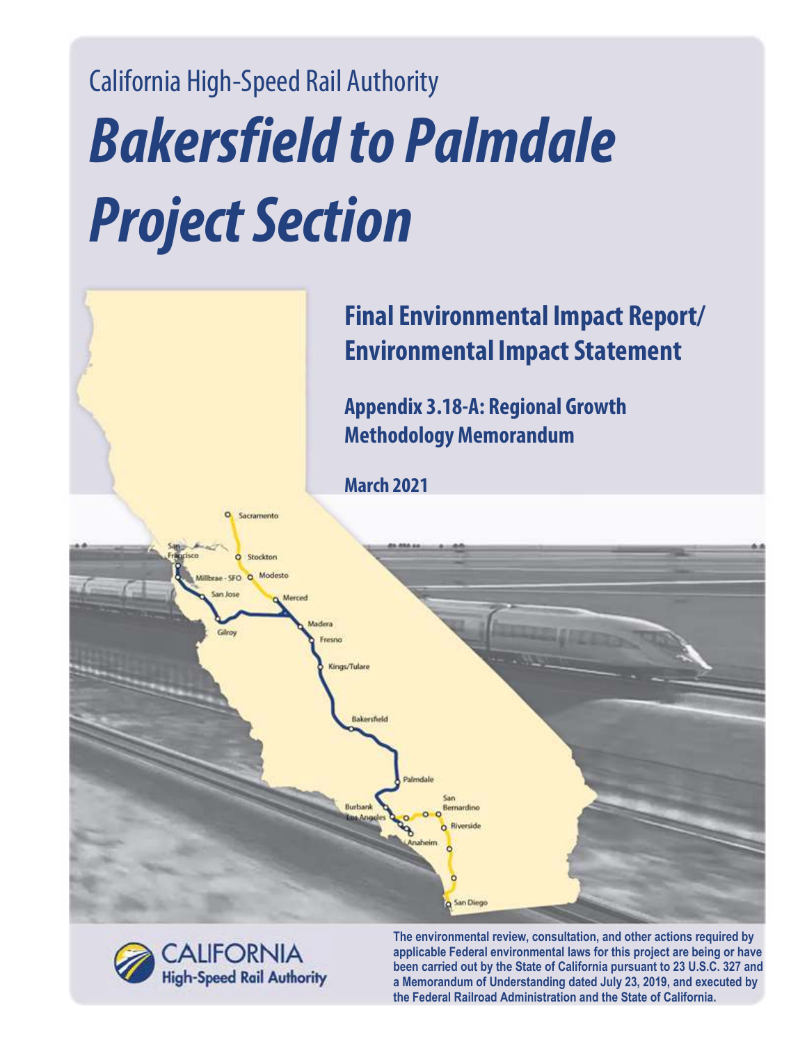California High-Speed Rail Authority

# *Bakersfield to Palmdale Project Section*

## Final Environmental Impact Report/ Environmental Impact Statement

### Appendix 3.18-A: Regional Growth Methodology Memorandum

**March 2021**

The environmental review, consultation, and other actions required by applicable Federal environmental laws for this project are being or have been carried out by the State of California pursuant to 23 U.S.C. 327 and a Memorandum of Understanding dated July 23, 2019, and executed by the Federal Railroad Administration and the State of California.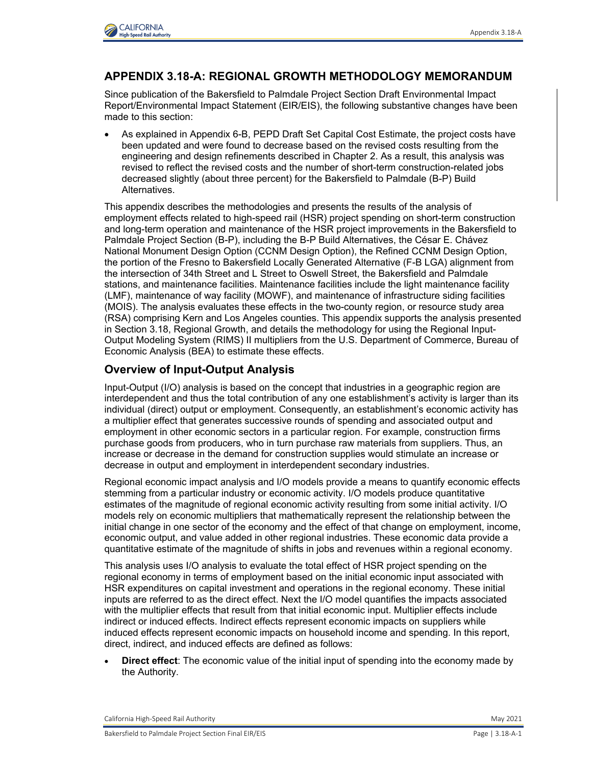## APPENDIX 3.18-A: REGIONAL GROWTH METHODOLOGY MEMORANDUM

Since publication of the Bakersfield to Palmdale Project Section Draft Environmental Impact Report/Environmental Impact Statement (EIR/EIS), the following substantive changes have been made to this section:

- As explained in Appendix 6-B, PEPD Draft Set Capital Cost Estimate, the project costs have been updated and were found to decrease based on the revised costs resulting from the engineering and design refinements described in Chapter 2. As a result, this analysis was revised to reflect the revised costs and the number of short-term construction-related jobs decreased slightly (about three percent) for the Bakersfield to Palmdale (B-P) Build Alternatives.

This appendix describes the methodologies and presents the results of the analysis of employment effects related to high-speed rail (HSR) project spending on short-term construction and long-term operation and maintenance of the HSR project improvements in the Bakersfield to Palmdale Project Section (B-P), including the B-P Build Alternatives, the César E. Chávez National Monument Design Option (CCNM Design Option), the Refined CCNM Design Option, the portion of the Fresno to Bakersfield Locally Generated Alternative (F-B LGA) alignment from the intersection of 34th Street and L Street to Oswell Street, the Bakersfield and Palmdale stations, and maintenance facilities. Maintenance facilities include the light maintenance facility (LMF), maintenance of way facility (MOWF), and maintenance of infrastructure siding facilities (MOIS). The analysis evaluates these effects in the two-county region, or resource study area (RSA) comprising Kern and Los Angeles counties. This appendix supports the analysis presented in Section 3.18, Regional Growth, and details the methodology for using the Regional Input-Output Modeling System (RIMS) II multipliers from the U.S. Department of Commerce, Bureau of Economic Analysis (BEA) to estimate these effects.

### Overview of Input-Output Analysis

Input-Output (I/O) analysis is based on the concept that industries in a geographic region are interdependent and thus the total contribution of any one establishment's activity is larger than its individual (direct) output or employment. Consequently, an establishment's economic activity has a multiplier effect that generates successive rounds of spending and associated output and employment in other economic sectors in a particular region. For example, construction firms purchase goods from producers, who in turn purchase raw materials from suppliers. Thus, an increase or decrease in the demand for construction supplies would stimulate an increase or decrease in output and employment in interdependent secondary industries.

Regional economic impact analysis and I/O models provide a means to quantify economic effects stemming from a particular industry or economic activity. I/O models produce quantitative estimates of the magnitude of regional economic activity resulting from some initial activity. I/O models rely on economic multipliers that mathematically represent the relationship between the initial change in one sector of the economy and the effect of that change on employment, income, economic output, and value added in other regional industries. These economic data provide a quantitative estimate of the magnitude of shifts in jobs and revenues within a regional economy.

This analysis uses I/O analysis to evaluate the total effect of HSR project spending on the regional economy in terms of employment based on the initial economic input associated with HSR expenditures on capital investment and operations in the regional economy. These initial inputs are referred to as the direct effect. Next the I/O model quantifies the impacts associated with the multiplier effects that result from that initial economic input. Multiplier effects include indirect or induced effects. Indirect effects represent economic impacts on suppliers while induced effects represent economic impacts on household income and spending. In this report, direct, indirect, and induced effects are defined as follows:

- **Direct effect**: The economic value of the initial input of spending into the economy made by the Authority.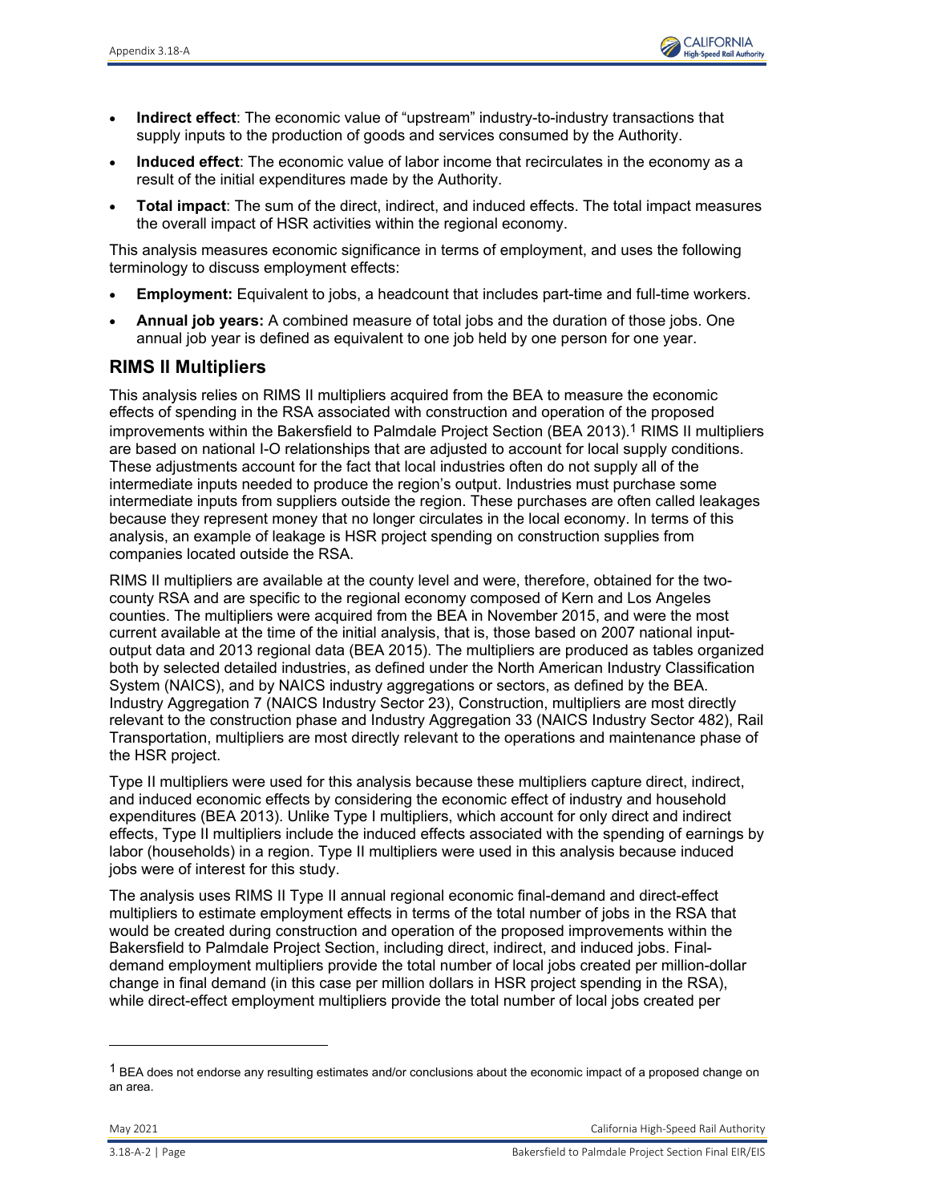- **Indirect effect**: The economic value of "upstream" industry-to-industry transactions that supply inputs to the production of goods and services consumed by the Authority.
- **Induced effect**: The economic value of labor income that recirculates in the economy as a result of the initial expenditures made by the Authority.
- **Total impact**: The sum of the direct, indirect, and induced effects. The total impact measures the overall impact of HSR activities within the regional economy.

This analysis measures economic significance in terms of employment, and uses the following terminology to discuss employment effects:

- **Employment:** Equivalent to jobs, a headcount that includes part-time and full-time workers.
- **Annual job years:** A combined measure of total jobs and the duration of those jobs. One annual job year is defined as equivalent to one job held by one person for one year.

## RIMS II Multipliers

This analysis relies on RIMS II multipliers acquired from the BEA to measure the economic effects of spending in the RSA associated with construction and operation of the proposed improvements within the Bakersfield to Palmdale Project Section (BEA 2013).[1] RIMS II multipliers are based on national I-O relationships that are adjusted to account for local supply conditions. These adjustments account for the fact that local industries often do not supply all of the intermediate inputs needed to produce the region's output. Industries must purchase some intermediate inputs from suppliers outside the region. These purchases are often called leakages because they represent money that no longer circulates in the local economy. In terms of this analysis, an example of leakage is HSR project spending on construction supplies from companies located outside the RSA.

RIMS II multipliers are available at the county level and were, therefore, obtained for the two-county RSA and are specific to the regional economy composed of Kern and Los Angeles counties. The multipliers were acquired from the BEA in November 2015, and were the most current available at the time of the initial analysis, that is, those based on 2007 national input-output data and 2013 regional data (BEA 2015). The multipliers are produced as tables organized both by selected detailed industries, as defined under the North American Industry Classification System (NAICS), and by NAICS industry aggregations or sectors, as defined by the BEA. Industry Aggregation 7 (NAICS Industry Sector 23), Construction, multipliers are most directly relevant to the construction phase and Industry Aggregation 33 (NAICS Industry Sector 482), Rail Transportation, multipliers are most directly relevant to the operations and maintenance phase of the HSR project.

Type II multipliers were used for this analysis because these multipliers capture direct, indirect, and induced economic effects by considering the economic effect of industry and household expenditures (BEA 2013). Unlike Type I multipliers, which account for only direct and indirect effects, Type II multipliers include the induced effects associated with the spending of earnings by labor (households) in a region. Type II multipliers were used in this analysis because induced jobs were of interest for this study.

The analysis uses RIMS II Type II annual regional economic final-demand and direct-effect multipliers to estimate employment effects in terms of the total number of jobs in the RSA that would be created during construction and operation of the proposed improvements within the Bakersfield to Palmdale Project Section, including direct, indirect, and induced jobs. Final-demand employment multipliers provide the total number of local jobs created per million-dollar change in final demand (in this case per million dollars in HSR project spending in the RSA), while direct-effect employment multipliers provide the total number of local jobs created per

---

[1] BEA does not endorse any resulting estimates and/or conclusions about the economic impact of a proposed change on an area.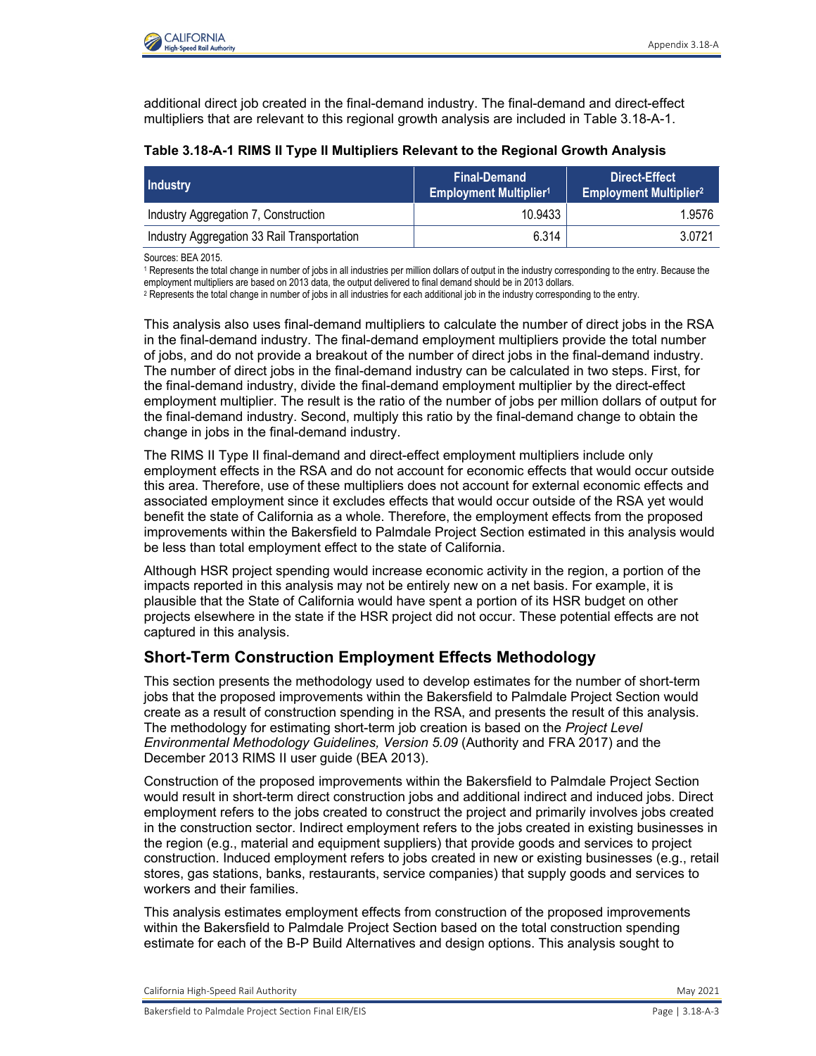additional direct job created in the final-demand industry. The final-demand and direct-effect multipliers that are relevant to this regional growth analysis are included in Table 3.18-A-1.

**Table 3.18-A-1 RIMS II Type II Multipliers Relevant to the Regional Growth Analysis**

| Industry | Final-Demand Employment Multiplier[1] | Direct-Effect Employment Multiplier[2] |
|---|---|---|
| Industry Aggregation 7, Construction | 10.9433 | 1.9576 |
| Industry Aggregation 33 Rail Transportation | 6.314 | 3.0721 |

Sources: BEA 2015.

[1] Represents the total change in number of jobs in all industries per million dollars of output in the industry corresponding to the entry. Because the employment multipliers are based on 2013 data, the output delivered to final demand should be in 2013 dollars.

[2] Represents the total change in number of jobs in all industries for each additional job in the industry corresponding to the entry.

This analysis also uses final-demand multipliers to calculate the number of direct jobs in the RSA in the final-demand industry. The final-demand employment multipliers provide the total number of jobs, and do not provide a breakout of the number of direct jobs in the final-demand industry. The number of direct jobs in the final-demand industry can be calculated in two steps. First, for the final-demand industry, divide the final-demand employment multiplier by the direct-effect employment multiplier. The result is the ratio of the number of jobs per million dollars of output for the final-demand industry. Second, multiply this ratio by the final-demand change to obtain the change in jobs in the final-demand industry.

The RIMS II Type II final-demand and direct-effect employment multipliers include only employment effects in the RSA and do not account for economic effects that would occur outside this area. Therefore, use of these multipliers does not account for external economic effects and associated employment since it excludes effects that would occur outside of the RSA yet would benefit the state of California as a whole. Therefore, the employment effects from the proposed improvements within the Bakersfield to Palmdale Project Section estimated in this analysis would be less than total employment effect to the state of California.

Although HSR project spending would increase economic activity in the region, a portion of the impacts reported in this analysis may not be entirely new on a net basis. For example, it is plausible that the State of California would have spent a portion of its HSR budget on other projects elsewhere in the state if the HSR project did not occur. These potential effects are not captured in this analysis.

## Short-Term Construction Employment Effects Methodology

This section presents the methodology used to develop estimates for the number of short-term jobs that the proposed improvements within the Bakersfield to Palmdale Project Section would create as a result of construction spending in the RSA, and presents the result of this analysis. The methodology for estimating short-term job creation is based on the *Project Level Environmental Methodology Guidelines, Version 5.09* (Authority and FRA 2017) and the December 2013 RIMS II user guide (BEA 2013).

Construction of the proposed improvements within the Bakersfield to Palmdale Project Section would result in short-term direct construction jobs and additional indirect and induced jobs. Direct employment refers to the jobs created to construct the project and primarily involves jobs created in the construction sector. Indirect employment refers to the jobs created in existing businesses in the region (e.g., material and equipment suppliers) that provide goods and services to project construction. Induced employment refers to jobs created in new or existing businesses (e.g., retail stores, gas stations, banks, restaurants, service companies) that supply goods and services to workers and their families.

This analysis estimates employment effects from construction of the proposed improvements within the Bakersfield to Palmdale Project Section based on the total construction spending estimate for each of the B-P Build Alternatives and design options. This analysis sought to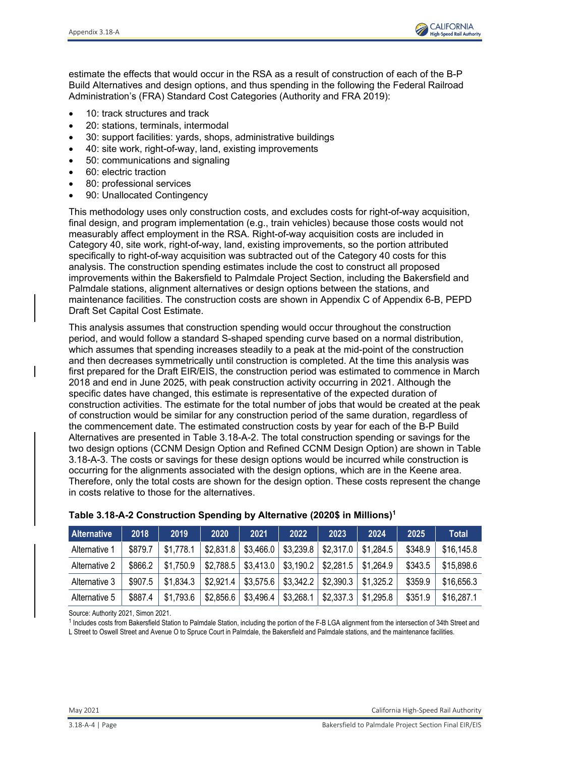estimate the effects that would occur in the RSA as a result of construction of each of the B-P Build Alternatives and design options, and thus spending in the following the Federal Railroad Administration's (FRA) Standard Cost Categories (Authority and FRA 2019):

- 10: track structures and track
- 20: stations, terminals, intermodal
- 30: support facilities: yards, shops, administrative buildings
- 40: site work, right-of-way, land, existing improvements
- 50: communications and signaling
- 60: electric traction
- 80: professional services
- 90: Unallocated Contingency

This methodology uses only construction costs, and excludes costs for right-of-way acquisition, final design, and program implementation (e.g., train vehicles) because those costs would not measurably affect employment in the RSA. Right-of-way acquisition costs are included in Category 40, site work, right-of-way, land, existing improvements, so the portion attributed specifically to right-of-way acquisition was subtracted out of the Category 40 costs for this analysis. The construction spending estimates include the cost to construct all proposed improvements within the Bakersfield to Palmdale Project Section, including the Bakersfield and Palmdale stations, alignment alternatives or design options between the stations, and maintenance facilities. The construction costs are shown in Appendix C of Appendix 6-B, PEPD Draft Set Capital Cost Estimate.

This analysis assumes that construction spending would occur throughout the construction period, and would follow a standard S-shaped spending curve based on a normal distribution, which assumes that spending increases steadily to a peak at the mid-point of the construction and then decreases symmetrically until construction is completed. At the time this analysis was first prepared for the Draft EIR/EIS, the construction period was estimated to commence in March 2018 and end in June 2025, with peak construction activity occurring in 2021. Although the specific dates have changed, this estimate is representative of the expected duration of construction activities. The estimate for the total number of jobs that would be created at the peak of construction would be similar for any construction period of the same duration, regardless of the commencement date. The estimated construction costs by year for each of the B-P Build Alternatives are presented in Table 3.18-A-2. The total construction spending or savings for the two design options (CCNM Design Option and Refined CCNM Design Option) are shown in Table 3.18-A-3. The costs or savings for these design options would be incurred while construction is occurring for the alignments associated with the design options, which are in the Keene area. Therefore, only the total costs are shown for the design option. These costs represent the change in costs relative to those for the alternatives.

**Table 3.18-A-2 Construction Spending by Alternative (2020$ in Millions)[1]**

| Alternative | 2018 | 2019 | 2020 | 2021 | 2022 | 2023 | 2024 | 2025 | Total |
|---|---|---|---|---|---|---|---|---|---|
| Alternative 1 | $879.7 | $1,778.1 | $2,831.8 | $3,466.0 | $3,239.8 | $2,317.0 | $1,284.5 | $348.9 | $16,145.8 |
| Alternative 2 | $866.2 | $1,750.9 | $2,788.5 | $3,413.0 | $3,190.2 | $2,281.5 | $1,264.9 | $343.5 | $15,898.6 |
| Alternative 3 | $907.5 | $1,834.3 | $2,921.4 | $3,575.6 | $3,342.2 | $2,390.3 | $1,325.2 | $359.9 | $16,656.3 |
| Alternative 5 | $887.4 | $1,793.6 | $2,856.6 | $3,496.4 | $3,268.1 | $2,337.3 | $1,295.8 | $351.9 | $16,287.1 |

Source: Authority 2021, Simon 2021.

[1] Includes costs from Bakersfield Station to Palmdale Station, including the portion of the F-B LGA alignment from the intersection of 34th Street and L Street to Oswell Street and Avenue O to Spruce Court in Palmdale, the Bakersfield and Palmdale stations, and the maintenance facilities.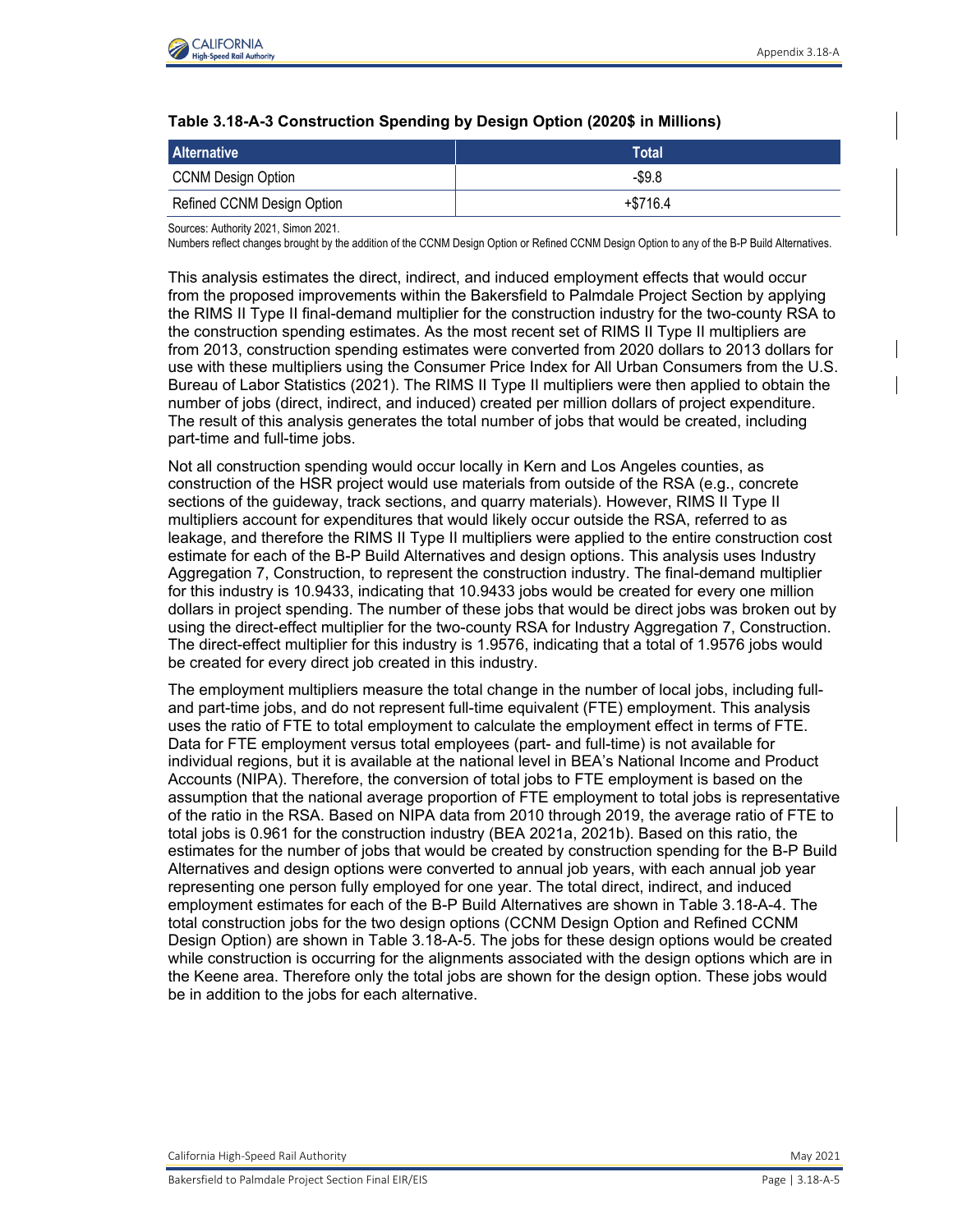**Table 3.18-A-3 Construction Spending by Design Option (2020$ in Millions)**

| Alternative | Total |
|---|---|
| CCNM Design Option | -$9.8 |
| Refined CCNM Design Option | +$716.4 |

Sources: Authority 2021, Simon 2021.
Numbers reflect changes brought by the addition of the CCNM Design Option or Refined CCNM Design Option to any of the B-P Build Alternatives.

This analysis estimates the direct, indirect, and induced employment effects that would occur from the proposed improvements within the Bakersfield to Palmdale Project Section by applying the RIMS II Type II final-demand multiplier for the construction industry for the two-county RSA to the construction spending estimates. As the most recent set of RIMS II Type II multipliers are from 2013, construction spending estimates were converted from 2020 dollars to 2013 dollars for use with these multipliers using the Consumer Price Index for All Urban Consumers from the U.S. Bureau of Labor Statistics (2021). The RIMS II Type II multipliers were then applied to obtain the number of jobs (direct, indirect, and induced) created per million dollars of project expenditure. The result of this analysis generates the total number of jobs that would be created, including part-time and full-time jobs.

Not all construction spending would occur locally in Kern and Los Angeles counties, as construction of the HSR project would use materials from outside of the RSA (e.g., concrete sections of the guideway, track sections, and quarry materials). However, RIMS II Type II multipliers account for expenditures that would likely occur outside the RSA, referred to as leakage, and therefore the RIMS II Type II multipliers were applied to the entire construction cost estimate for each of the B-P Build Alternatives and design options. This analysis uses Industry Aggregation 7, Construction, to represent the construction industry. The final-demand multiplier for this industry is 10.9433, indicating that 10.9433 jobs would be created for every one million dollars in project spending. The number of these jobs that would be direct jobs was broken out by using the direct-effect multiplier for the two-county RSA for Industry Aggregation 7, Construction. The direct-effect multiplier for this industry is 1.9576, indicating that a total of 1.9576 jobs would be created for every direct job created in this industry.

The employment multipliers measure the total change in the number of local jobs, including full- and part-time jobs, and do not represent full-time equivalent (FTE) employment. This analysis uses the ratio of FTE to total employment to calculate the employment effect in terms of FTE. Data for FTE employment versus total employees (part- and full-time) is not available for individual regions, but it is available at the national level in BEA's National Income and Product Accounts (NIPA). Therefore, the conversion of total jobs to FTE employment is based on the assumption that the national average proportion of FTE employment to total jobs is representative of the ratio in the RSA. Based on NIPA data from 2010 through 2019, the average ratio of FTE to total jobs is 0.961 for the construction industry (BEA 2021a, 2021b). Based on this ratio, the estimates for the number of jobs that would be created by construction spending for the B-P Build Alternatives and design options were converted to annual job years, with each annual job year representing one person fully employed for one year. The total direct, indirect, and induced employment estimates for each of the B-P Build Alternatives are shown in Table 3.18-A-4. The total construction jobs for the two design options (CCNM Design Option and Refined CCNM Design Option) are shown in Table 3.18-A-5. The jobs for these design options would be created while construction is occurring for the alignments associated with the design options which are in the Keene area. Therefore only the total jobs are shown for the design option. These jobs would be in addition to the jobs for each alternative.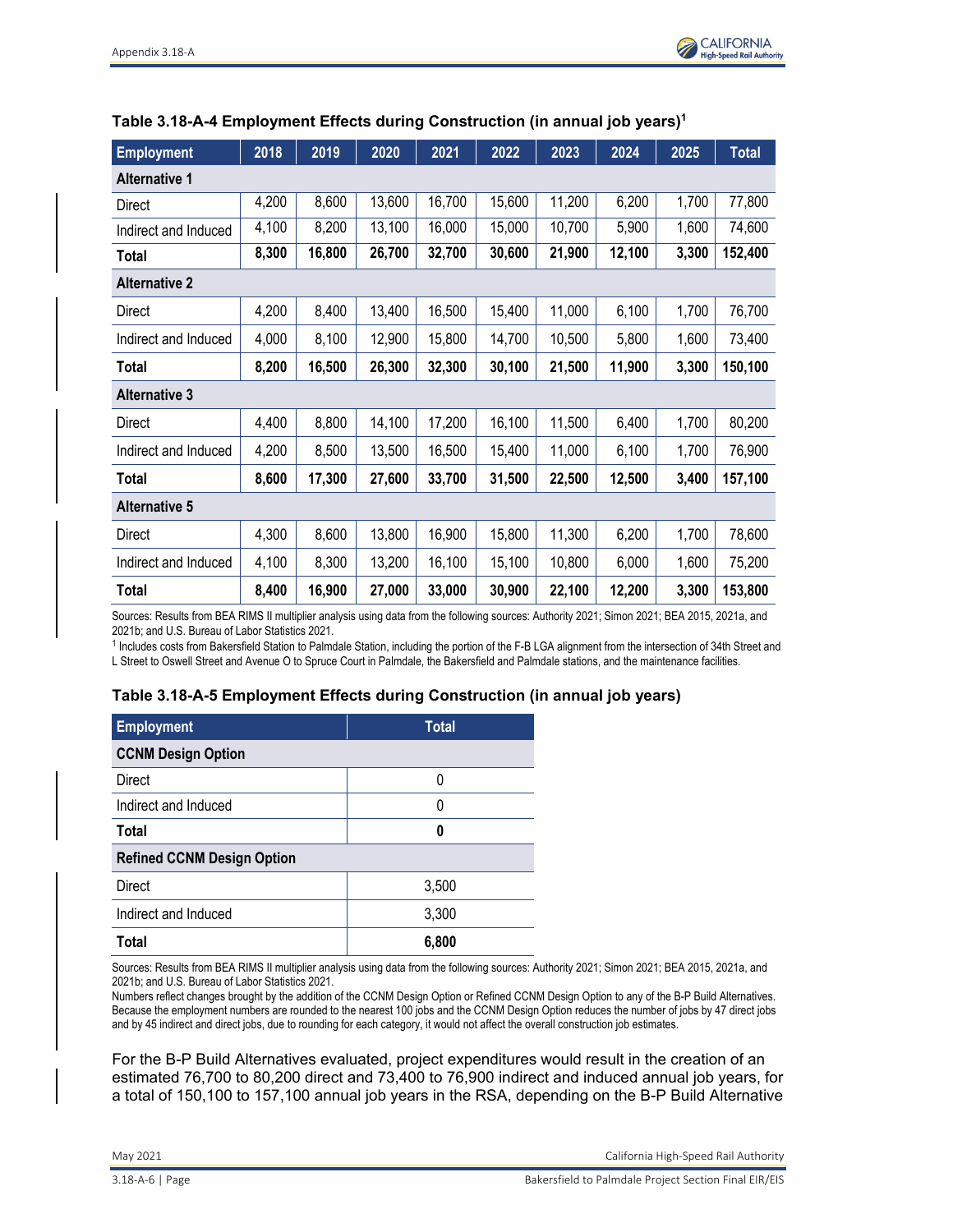**Table 3.18-A-4 Employment Effects during Construction (in annual job years)[1]**

| Employment | 2018 | 2019 | 2020 | 2021 | 2022 | 2023 | 2024 | 2025 | Total |
|---|---|---|---|---|---|---|---|---|---|
| **Alternative 1** | | | | | | | | | |
| Direct | 4,200 | 8,600 | 13,600 | 16,700 | 15,600 | 11,200 | 6,200 | 1,700 | 77,800 |
| Indirect and Induced | 4,100 | 8,200 | 13,100 | 16,000 | 15,000 | 10,700 | 5,900 | 1,600 | 74,600 |
| **Total** | **8,300** | **16,800** | **26,700** | **32,700** | **30,600** | **21,900** | **12,100** | **3,300** | **152,400** |
| **Alternative 2** | | | | | | | | | |
| Direct | 4,200 | 8,400 | 13,400 | 16,500 | 15,400 | 11,000 | 6,100 | 1,700 | 76,700 |
| Indirect and Induced | 4,000 | 8,100 | 12,900 | 15,800 | 14,700 | 10,500 | 5,800 | 1,600 | 73,400 |
| **Total** | **8,200** | **16,500** | **26,300** | **32,300** | **30,100** | **21,500** | **11,900** | **3,300** | **150,100** |
| **Alternative 3** | | | | | | | | | |
| Direct | 4,400 | 8,800 | 14,100 | 17,200 | 16,100 | 11,500 | 6,400 | 1,700 | 80,200 |
| Indirect and Induced | 4,200 | 8,500 | 13,500 | 16,500 | 15,400 | 11,000 | 6,100 | 1,700 | 76,900 |
| **Total** | **8,600** | **17,300** | **27,600** | **33,700** | **31,500** | **22,500** | **12,500** | **3,400** | **157,100** |
| **Alternative 5** | | | | | | | | | |
| Direct | 4,300 | 8,600 | 13,800 | 16,900 | 15,800 | 11,300 | 6,200 | 1,700 | 78,600 |
| Indirect and Induced | 4,100 | 8,300 | 13,200 | 16,100 | 15,100 | 10,800 | 6,000 | 1,600 | 75,200 |
| **Total** | **8,400** | **16,900** | **27,000** | **33,000** | **30,900** | **22,100** | **12,200** | **3,300** | **153,800** |

Sources: Results from BEA RIMS II multiplier analysis using data from the following sources: Authority 2021; Simon 2021; BEA 2015, 2021a, and 2021b; and U.S. Bureau of Labor Statistics 2021.

[1] Includes costs from Bakersfield Station to Palmdale Station, including the portion of the F-B LGA alignment from the intersection of 34th Street and L Street to Oswell Street and Avenue O to Spruce Court in Palmdale, the Bakersfield and Palmdale stations, and the maintenance facilities.

**Table 3.18-A-5 Employment Effects during Construction (in annual job years)**

| Employment | Total |
|---|---|
| **CCNM Design Option** | |
| Direct | 0 |
| Indirect and Induced | 0 |
| **Total** | **0** |
| **Refined CCNM Design Option** | |
| Direct | 3,500 |
| Indirect and Induced | 3,300 |
| **Total** | **6,800** |

Sources: Results from BEA RIMS II multiplier analysis using data from the following sources: Authority 2021; Simon 2021; BEA 2015, 2021a, and 2021b; and U.S. Bureau of Labor Statistics 2021.

Numbers reflect changes brought by the addition of the CCNM Design Option or Refined CCNM Design Option to any of the B-P Build Alternatives. Because the employment numbers are rounded to the nearest 100 jobs and the CCNM Design Option reduces the number of jobs by 47 direct jobs and by 45 indirect and direct jobs, due to rounding for each category, it would not affect the overall construction job estimates.

For the B-P Build Alternatives evaluated, project expenditures would result in the creation of an estimated 76,700 to 80,200 direct and 73,400 to 76,900 indirect and induced annual job years, for a total of 150,100 to 157,100 annual job years in the RSA, depending on the B-P Build Alternative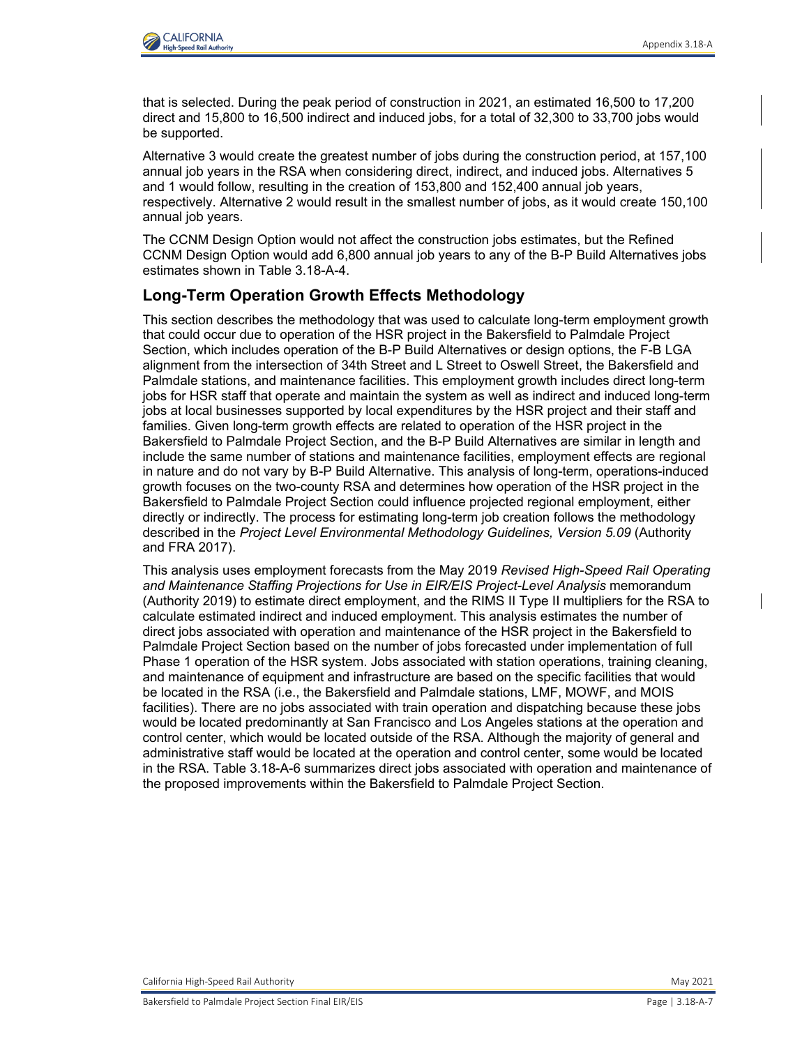that is selected. During the peak period of construction in 2021, an estimated 16,500 to 17,200 direct and 15,800 to 16,500 indirect and induced jobs, for a total of 32,300 to 33,700 jobs would be supported.

Alternative 3 would create the greatest number of jobs during the construction period, at 157,100 annual job years in the RSA when considering direct, indirect, and induced jobs. Alternatives 5 and 1 would follow, resulting in the creation of 153,800 and 152,400 annual job years, respectively. Alternative 2 would result in the smallest number of jobs, as it would create 150,100 annual job years.

The CCNM Design Option would not affect the construction jobs estimates, but the Refined CCNM Design Option would add 6,800 annual job years to any of the B-P Build Alternatives jobs estimates shown in Table 3.18-A-4.

## Long-Term Operation Growth Effects Methodology

This section describes the methodology that was used to calculate long-term employment growth that could occur due to operation of the HSR project in the Bakersfield to Palmdale Project Section, which includes operation of the B-P Build Alternatives or design options, the F-B LGA alignment from the intersection of 34th Street and L Street to Oswell Street, the Bakersfield and Palmdale stations, and maintenance facilities. This employment growth includes direct long-term jobs for HSR staff that operate and maintain the system as well as indirect and induced long-term jobs at local businesses supported by local expenditures by the HSR project and their staff and families. Given long-term growth effects are related to operation of the HSR project in the Bakersfield to Palmdale Project Section, and the B-P Build Alternatives are similar in length and include the same number of stations and maintenance facilities, employment effects are regional in nature and do not vary by B-P Build Alternative. This analysis of long-term, operations-induced growth focuses on the two-county RSA and determines how operation of the HSR project in the Bakersfield to Palmdale Project Section could influence projected regional employment, either directly or indirectly. The process for estimating long-term job creation follows the methodology described in the *Project Level Environmental Methodology Guidelines, Version 5.09* (Authority and FRA 2017).

This analysis uses employment forecasts from the May 2019 *Revised High-Speed Rail Operating and Maintenance Staffing Projections for Use in EIR/EIS Project-Level Analysis* memorandum (Authority 2019) to estimate direct employment, and the RIMS II Type II multipliers for the RSA to calculate estimated indirect and induced employment. This analysis estimates the number of direct jobs associated with operation and maintenance of the HSR project in the Bakersfield to Palmdale Project Section based on the number of jobs forecasted under implementation of full Phase 1 operation of the HSR system. Jobs associated with station operations, training cleaning, and maintenance of equipment and infrastructure are based on the specific facilities that would be located in the RSA (i.e., the Bakersfield and Palmdale stations, LMF, MOWF, and MOIS facilities). There are no jobs associated with train operation and dispatching because these jobs would be located predominantly at San Francisco and Los Angeles stations at the operation and control center, which would be located outside of the RSA. Although the majority of general and administrative staff would be located at the operation and control center, some would be located in the RSA. Table 3.18-A-6 summarizes direct jobs associated with operation and maintenance of the proposed improvements within the Bakersfield to Palmdale Project Section.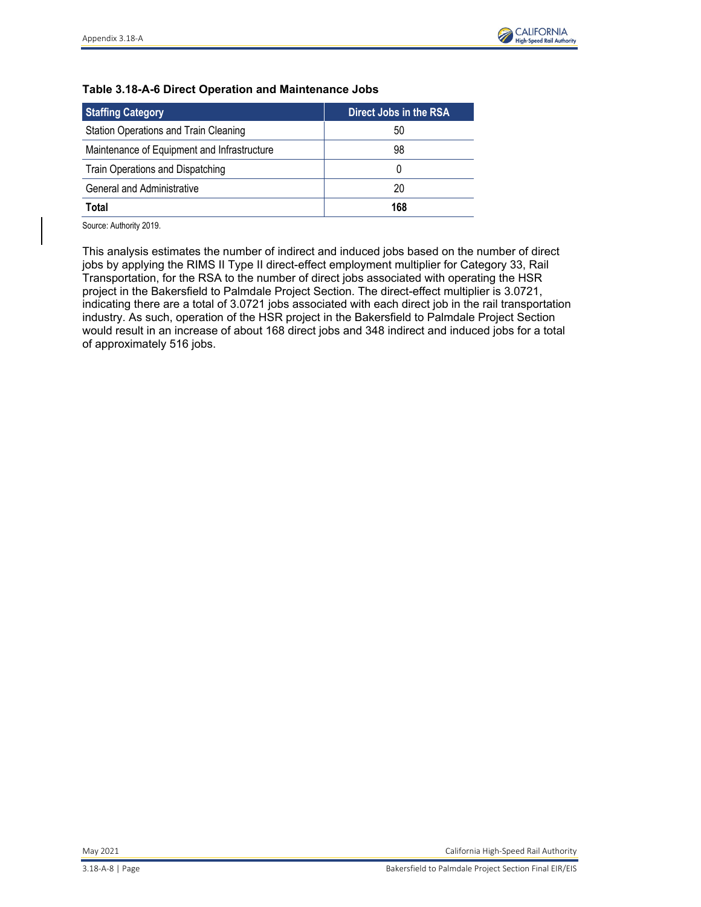**Table 3.18-A-6 Direct Operation and Maintenance Jobs**

| Staffing Category | Direct Jobs in the RSA |
|---|---|
| Station Operations and Train Cleaning | 50 |
| Maintenance of Equipment and Infrastructure | 98 |
| Train Operations and Dispatching | 0 |
| General and Administrative | 20 |
| **Total** | **168** |

Source: Authority 2019.

This analysis estimates the number of indirect and induced jobs based on the number of direct jobs by applying the RIMS II Type II direct-effect employment multiplier for Category 33, Rail Transportation, for the RSA to the number of direct jobs associated with operating the HSR project in the Bakersfield to Palmdale Project Section. The direct-effect multiplier is 3.0721, indicating there are a total of 3.0721 jobs associated with each direct job in the rail transportation industry. As such, operation of the HSR project in the Bakersfield to Palmdale Project Section would result in an increase of about 168 direct jobs and 348 indirect and induced jobs for a total of approximately 516 jobs.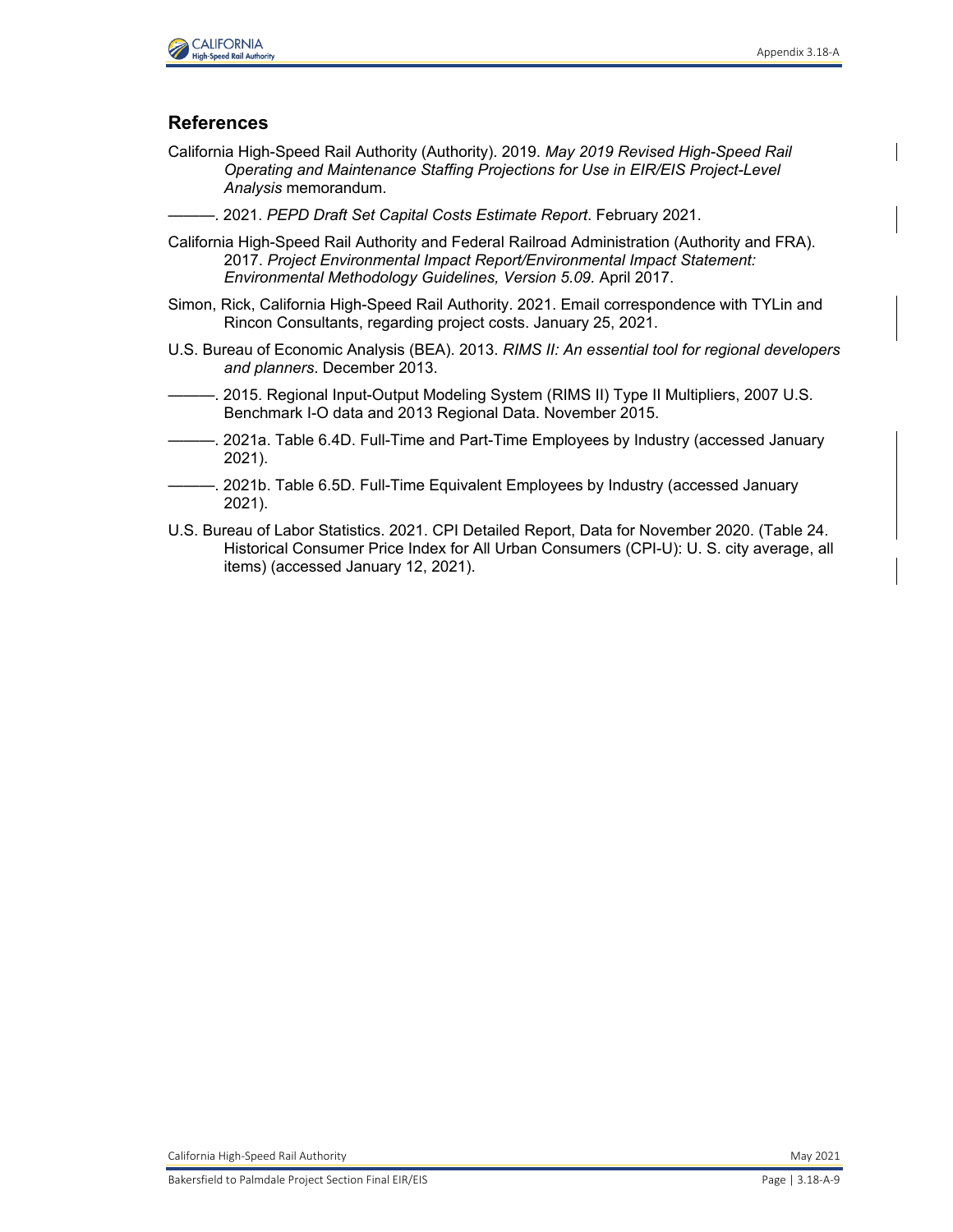## References

California High-Speed Rail Authority (Authority). 2019. *May 2019 Revised High-Speed Rail Operating and Maintenance Staffing Projections for Use in EIR/EIS Project-Level Analysis* memorandum.

———. 2021. *PEPD Draft Set Capital Costs Estimate Report*. February 2021.

California High-Speed Rail Authority and Federal Railroad Administration (Authority and FRA). 2017. *Project Environmental Impact Report/Environmental Impact Statement: Environmental Methodology Guidelines, Version 5.09.* April 2017.

Simon, Rick, California High-Speed Rail Authority. 2021. Email correspondence with TYLin and Rincon Consultants, regarding project costs. January 25, 2021.

U.S. Bureau of Economic Analysis (BEA). 2013. *RIMS II: An essential tool for regional developers and planners*. December 2013.

———. 2015. Regional Input-Output Modeling System (RIMS II) Type II Multipliers, 2007 U.S. Benchmark I-O data and 2013 Regional Data. November 2015.

———. 2021a. Table 6.4D. Full-Time and Part-Time Employees by Industry (accessed January 2021).

———. 2021b. Table 6.5D. Full-Time Equivalent Employees by Industry (accessed January 2021).

U.S. Bureau of Labor Statistics. 2021. CPI Detailed Report, Data for November 2020. (Table 24. Historical Consumer Price Index for All Urban Consumers (CPI-U): U. S. city average, all items) (accessed January 12, 2021).